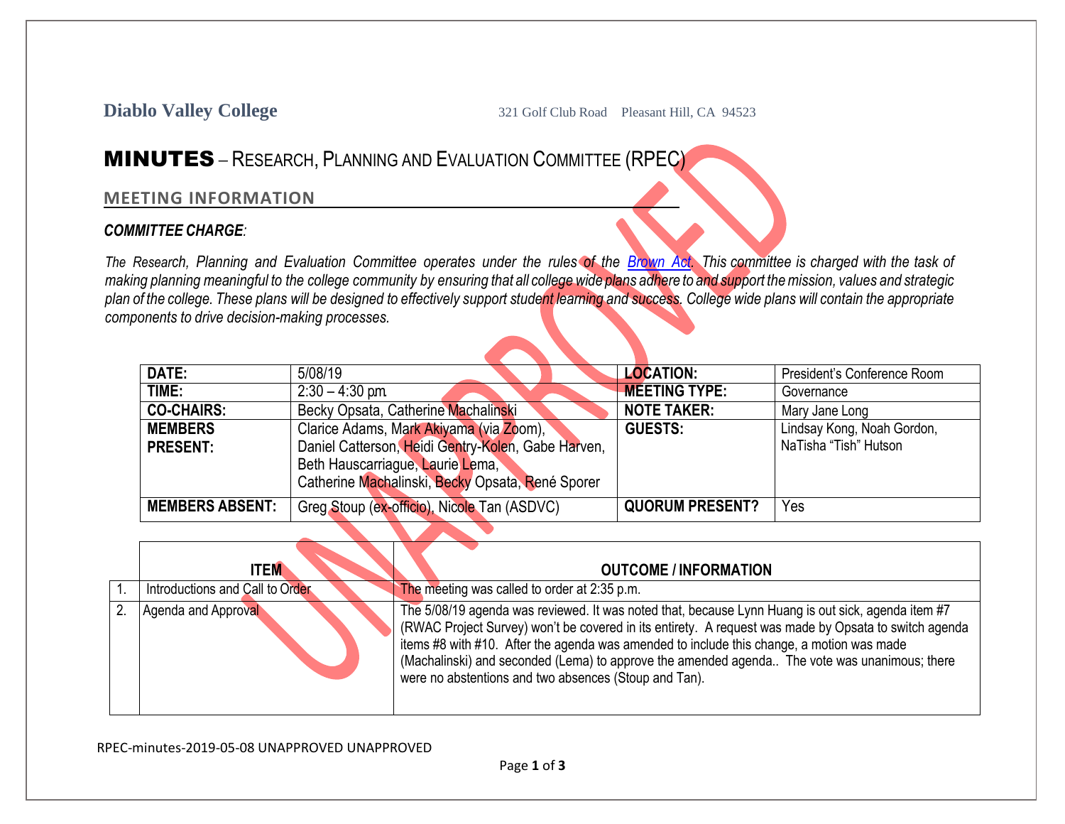**Diablo Valley College** 321 Golf Club Road Pleasant Hill, CA 94523

# MINUTES – RESEARCH, PLANNING AND EVALUATION COMMITTEE (RPEC)

## MEETING INFORMATION

***COMMITTEE CHARGE***:

*The Research, Planning and Evaluation Committee operates under the rules of the [Brown Act](). This committee is charged with the task of making planning meaningful to the college community by ensuring that all college wide plans adhere to and support the mission, values and strategic plan of the college. These plans will be designed to effectively support student learning and success. College wide plans will contain the appropriate components to drive decision-making processes.*

| | | | |
|---|---|---|---|
| **DATE:** | 5/08/19 | **LOCATION:** | President's Conference Room |
| **TIME:** | 2:30 – 4:30 pm. | **MEETING TYPE:** | Governance |
| **CO-CHAIRS:** | Becky Opsata, Catherine Machalinski | **NOTE TAKER:** | Mary Jane Long |
| **MEMBERS PRESENT:** | Clarice Adams, Mark Akiyama (via Zoom), Daniel Catterson, Heidi Gentry-Kolen, Gabe Harven, Beth Hauscarriague, Laurie Lema, Catherine Machalinski, Becky Opsata, René Sporer | **GUESTS:** | Lindsay Kong, Noah Gordon, NaTisha "Tish" Hutson |
| **MEMBERS ABSENT:** | Greg Stoup (ex-officio), Nicole Tan (ASDVC) | **QUORUM PRESENT?** | Yes |

| | **ITEM** | **OUTCOME / INFORMATION** |
|---|---|---|
| 1. | Introductions and Call to Order | The meeting was called to order at 2:35 p.m. |
| 2. | Agenda and Approval | The 5/08/19 agenda was reviewed. It was noted that, because Lynn Huang is out sick, agenda item #7 (RWAC Project Survey) won't be covered in its entirety. A request was made by Opsata to switch agenda items #8 with #10. After the agenda was amended to include this change, a motion was made (Machalinski) and seconded (Lema) to approve the amended agenda.. The vote was unanimous; there were no abstentions and two absences (Stoup and Tan). |

RPEC-minutes-2019-05-08 UNAPPROVED UNAPPROVED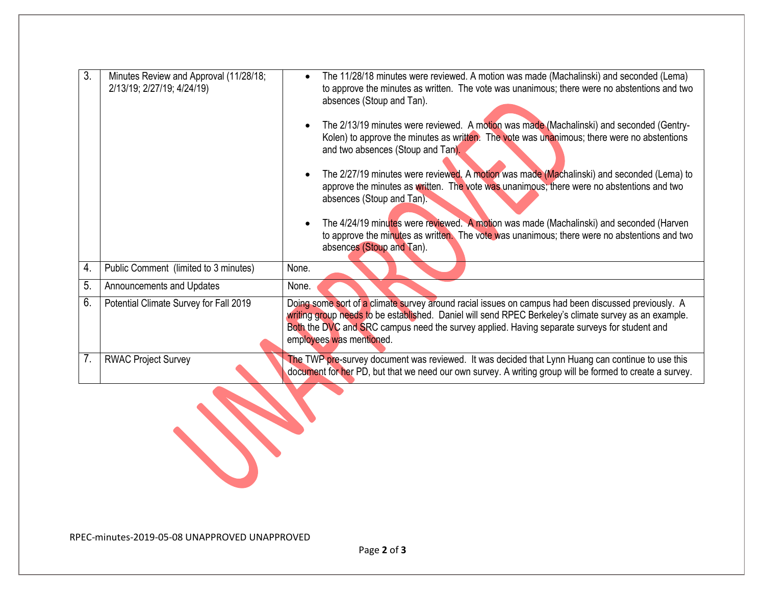| | | |
|---|---|---|
| 3. | Minutes Review and Approval (11/28/18; 2/13/19; 2/27/19; 4/24/19) | • The 11/28/18 minutes were reviewed. A motion was made (Machalinski) and seconded (Lema) to approve the minutes as written. The vote was unanimous; there were no abstentions and two absences (Stoup and Tan).<br><br>• The 2/13/19 minutes were reviewed. A motion was made (Machalinski) and seconded (Gentry-Kolen) to approve the minutes as written. The vote was unanimous; there were no abstentions and two absences (Stoup and Tan).<br><br>• The 2/27/19 minutes were reviewed. A motion was made (Machalinski) and seconded (Lema) to approve the minutes as written. The vote was unanimous; there were no abstentions and two absences (Stoup and Tan).<br><br>• The 4/24/19 minutes were reviewed. A motion was made (Machalinski) and seconded (Harven to approve the minutes as written. The vote was unanimous; there were no abstentions and two absences (Stoup and Tan). |
| 4. | Public Comment (limited to 3 minutes) | None. |
| 5. | Announcements and Updates | None. |
| 6. | Potential Climate Survey for Fall 2019 | Doing some sort of a climate survey around racial issues on campus had been discussed previously. A writing group needs to be established. Daniel will send RPEC Berkeley's climate survey as an example. Both the DVC and SRC campus need the survey applied. Having separate surveys for student and employees was mentioned. |
| 7. | RWAC Project Survey | The TWP pre-survey document was reviewed. It was decided that Lynn Huang can continue to use this document for her PD, but that we need our own survey. A writing group will be formed to create a survey. |

UNAPPROVED

RPEC-minutes-2019-05-08 UNAPPROVED UNAPPROVED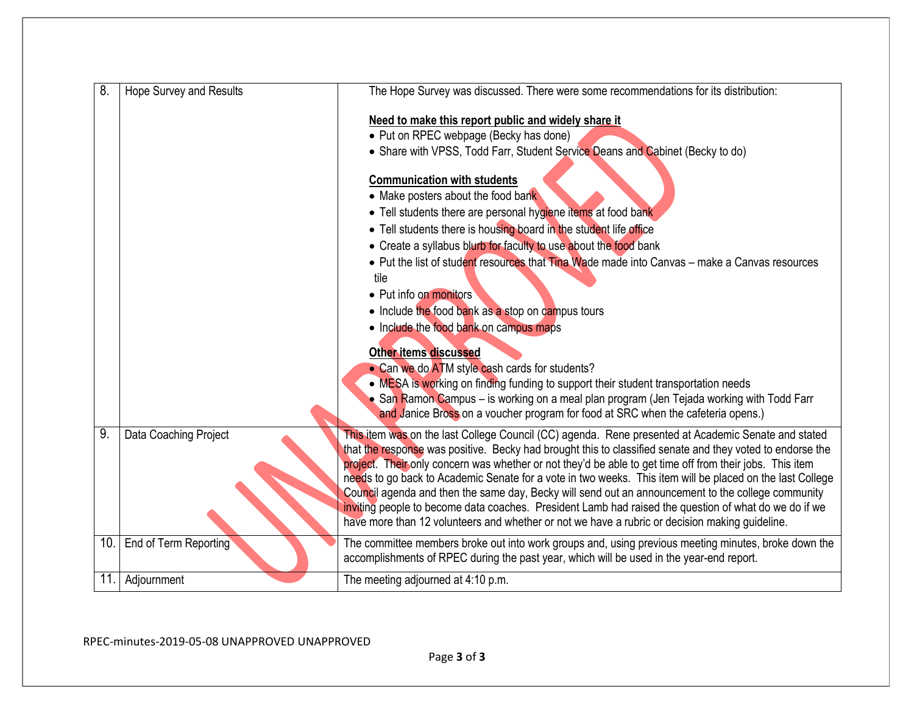| | | |
|---|---|---|
| 8. | Hope Survey and Results | The Hope Survey was discussed. There were some recommendations for its distribution:<br><br>**Need to make this report public and widely share it**<br>• Put on RPEC webpage (Becky has done)<br>• Share with VPSS, Todd Farr, Student Service Deans and Cabinet (Becky to do)<br><br>**Communication with students**<br>• Make posters about the food bank<br>• Tell students there are personal hygiene items at food bank<br>• Tell students there is housing board in the student life office<br>• Create a syllabus blurb for faculty to use about the food bank<br>• Put the list of student resources that Tina Wade made into Canvas – make a Canvas resources tile<br>• Put info on monitors<br>• Include the food bank as a stop on campus tours<br>• Include the food bank on campus maps<br><br>**Other items discussed**<br>• Can we do ATM style cash cards for students?<br>• MESA is working on finding funding to support their student transportation needs<br>• San Ramon Campus – is working on a meal plan program (Jen Tejada working with Todd Farr and Janice Bross on a voucher program for food at SRC when the cafeteria opens.) |
| 9. | Data Coaching Project | This item was on the last College Council (CC) agenda. Rene presented at Academic Senate and stated that the response was positive. Becky had brought this to classified senate and they voted to endorse the project. Their only concern was whether or not they'd be able to get time off from their jobs. This item needs to go back to Academic Senate for a vote in two weeks. This item will be placed on the last College Council agenda and then the same day, Becky will send out an announcement to the college community inviting people to become data coaches. President Lamb had raised the question of what do we do if we have more than 12 volunteers and whether or not we have a rubric or decision making guideline. |
| 10. | End of Term Reporting | The committee members broke out into work groups and, using previous meeting minutes, broke down the accomplishments of RPEC during the past year, which will be used in the year-end report. |
| 11. | Adjournment | The meeting adjourned at 4:10 p.m. |

UNAPPROVED

RPEC-minutes-2019-05-08 UNAPPROVED UNAPPROVED